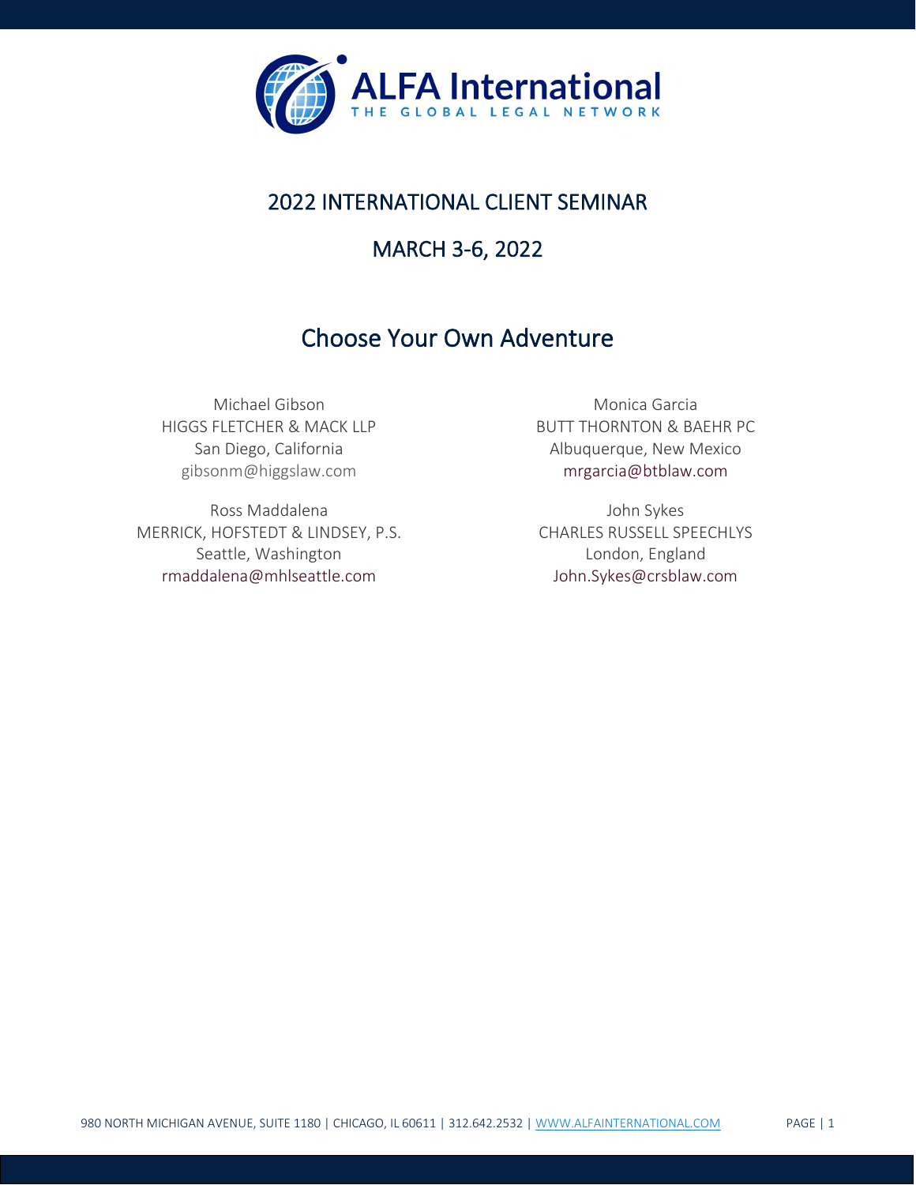ALFA International
THE GLOBAL LEGAL NETWORK

## 2022 INTERNATIONAL CLIENT SEMINAR

## MARCH 3-6, 2022

# Choose Your Own Adventure

Michael Gibson
HIGGS FLETCHER & MACK LLP
San Diego, California
gibsonm@higgslaw.com

Monica Garcia
BUTT THORNTON & BAEHR PC
Albuquerque, New Mexico
mrgarcia@btblaw.com

Ross Maddalena
MERRICK, HOFSTEDT & LINDSEY, P.S.
Seattle, Washington
rmaddalena@mhlseattle.com

John Sykes
CHARLES RUSSELL SPEECHLYS
London, England
John.Sykes@crsblaw.com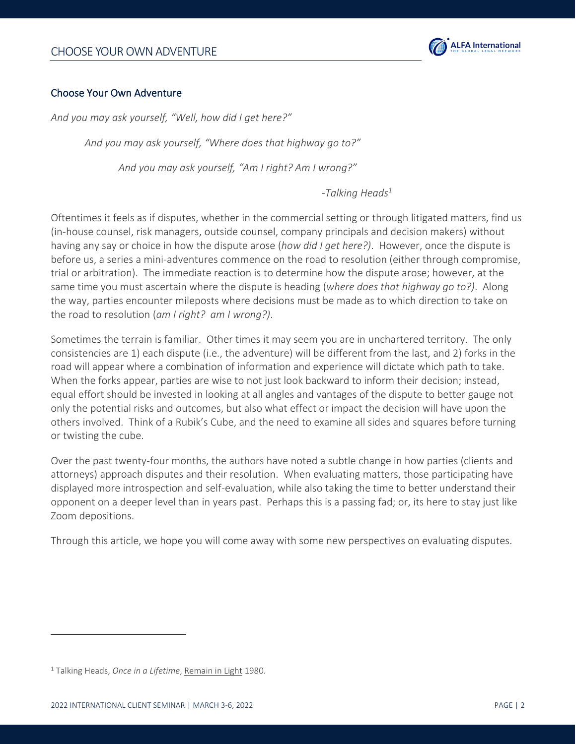## Choose Your Own Adventure

*And you may ask yourself, "Well, how did I get here?"*

*And you may ask yourself, "Where does that highway go to?"*

*And you may ask yourself, "Am I right? Am I wrong?"*

*-Talking Heads*[1]

Oftentimes it feels as if disputes, whether in the commercial setting or through litigated matters, find us (in-house counsel, risk managers, outside counsel, company principals and decision makers) without having any say or choice in how the dispute arose (*how did I get here?)*. However, once the dispute is before us, a series a mini-adventures commence on the road to resolution (either through compromise, trial or arbitration). The immediate reaction is to determine how the dispute arose; however, at the same time you must ascertain where the dispute is heading (*where does that highway go to?)*. Along the way, parties encounter mileposts where decisions must be made as to which direction to take on the road to resolution (*am I right? am I wrong?)*.

Sometimes the terrain is familiar. Other times it may seem you are in unchartered territory. The only consistencies are 1) each dispute (i.e., the adventure) will be different from the last, and 2) forks in the road will appear where a combination of information and experience will dictate which path to take. When the forks appear, parties are wise to not just look backward to inform their decision; instead, equal effort should be invested in looking at all angles and vantages of the dispute to better gauge not only the potential risks and outcomes, but also what effect or impact the decision will have upon the others involved. Think of a Rubik's Cube, and the need to examine all sides and squares before turning or twisting the cube.

Over the past twenty-four months, the authors have noted a subtle change in how parties (clients and attorneys) approach disputes and their resolution. When evaluating matters, those participating have displayed more introspection and self-evaluation, while also taking the time to better understand their opponent on a deeper level than in years past. Perhaps this is a passing fad; or, its here to stay just like Zoom depositions.

Through this article, we hope you will come away with some new perspectives on evaluating disputes.

---

[1] Talking Heads, *Once in a Lifetime*, Remain in Light 1980.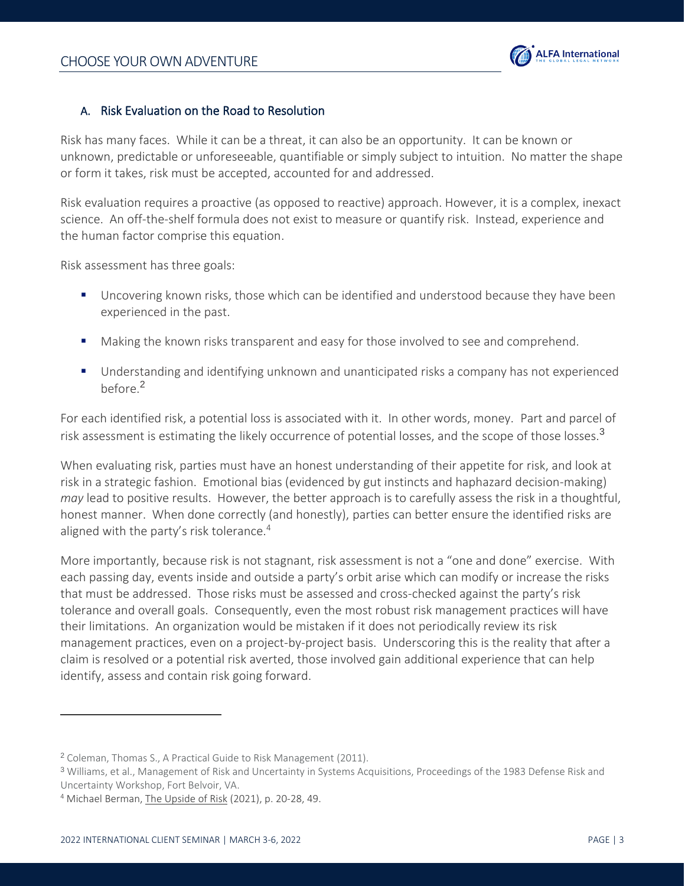### A. Risk Evaluation on the Road to Resolution

Risk has many faces. While it can be a threat, it can also be an opportunity. It can be known or unknown, predictable or unforeseeable, quantifiable or simply subject to intuition. No matter the shape or form it takes, risk must be accepted, accounted for and addressed.

Risk evaluation requires a proactive (as opposed to reactive) approach. However, it is a complex, inexact science. An off-the-shelf formula does not exist to measure or quantify risk. Instead, experience and the human factor comprise this equation.

Risk assessment has three goals:

- Uncovering known risks, those which can be identified and understood because they have been experienced in the past.
- Making the known risks transparent and easy for those involved to see and comprehend.
- Understanding and identifying unknown and unanticipated risks a company has not experienced before.[2]

For each identified risk, a potential loss is associated with it. In other words, money. Part and parcel of risk assessment is estimating the likely occurrence of potential losses, and the scope of those losses.[3]

When evaluating risk, parties must have an honest understanding of their appetite for risk, and look at risk in a strategic fashion. Emotional bias (evidenced by gut instincts and haphazard decision-making) *may* lead to positive results. However, the better approach is to carefully assess the risk in a thoughtful, honest manner. When done correctly (and honestly), parties can better ensure the identified risks are aligned with the party's risk tolerance.[4]

More importantly, because risk is not stagnant, risk assessment is not a "one and done" exercise. With each passing day, events inside and outside a party's orbit arise which can modify or increase the risks that must be addressed. Those risks must be assessed and cross-checked against the party's risk tolerance and overall goals. Consequently, even the most robust risk management practices will have their limitations. An organization would be mistaken if it does not periodically review its risk management practices, even on a project-by-project basis. Underscoring this is the reality that after a claim is resolved or a potential risk averted, those involved gain additional experience that can help identify, assess and contain risk going forward.

---

[2] Coleman, Thomas S., A Practical Guide to Risk Management (2011).

[3] Williams, et al., Management of Risk and Uncertainty in Systems Acquisitions, Proceedings of the 1983 Defense Risk and Uncertainty Workshop, Fort Belvoir, VA.

[4] Michael Berman, The Upside of Risk (2021), p. 20-28, 49.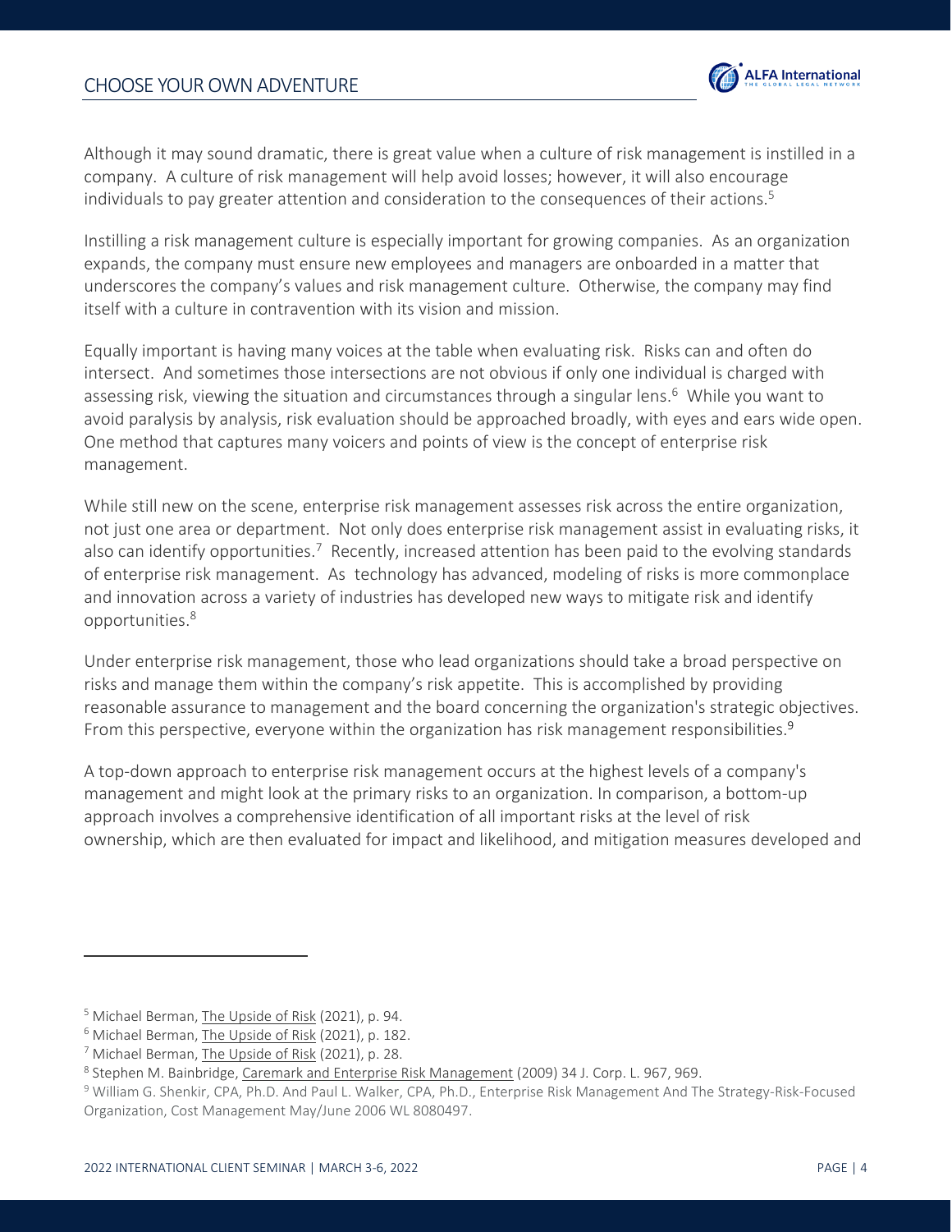Although it may sound dramatic, there is great value when a culture of risk management is instilled in a company. A culture of risk management will help avoid losses; however, it will also encourage individuals to pay greater attention and consideration to the consequences of their actions.[5]

Instilling a risk management culture is especially important for growing companies. As an organization expands, the company must ensure new employees and managers are onboarded in a matter that underscores the company's values and risk management culture. Otherwise, the company may find itself with a culture in contravention with its vision and mission.

Equally important is having many voices at the table when evaluating risk. Risks can and often do intersect. And sometimes those intersections are not obvious if only one individual is charged with assessing risk, viewing the situation and circumstances through a singular lens.[6] While you want to avoid paralysis by analysis, risk evaluation should be approached broadly, with eyes and ears wide open. One method that captures many voicers and points of view is the concept of enterprise risk management.

While still new on the scene, enterprise risk management assesses risk across the entire organization, not just one area or department. Not only does enterprise risk management assist in evaluating risks, it also can identify opportunities.[7] Recently, increased attention has been paid to the evolving standards of enterprise risk management. As technology has advanced, modeling of risks is more commonplace and innovation across a variety of industries has developed new ways to mitigate risk and identify opportunities.[8]

Under enterprise risk management, those who lead organizations should take a broad perspective on risks and manage them within the company's risk appetite. This is accomplished by providing reasonable assurance to management and the board concerning the organization's strategic objectives. From this perspective, everyone within the organization has risk management responsibilities.[9]

A top-down approach to enterprise risk management occurs at the highest levels of a company's management and might look at the primary risks to an organization. In comparison, a bottom-up approach involves a comprehensive identification of all important risks at the level of risk ownership, which are then evaluated for impact and likelihood, and mitigation measures developed and

---

[5] Michael Berman, The Upside of Risk (2021), p. 94.

[6] Michael Berman, The Upside of Risk (2021), p. 182.

[7] Michael Berman, The Upside of Risk (2021), p. 28.

[8] Stephen M. Bainbridge, Caremark and Enterprise Risk Management (2009) 34 J. Corp. L. 967, 969.

[9] William G. Shenkir, CPA, Ph.D. And Paul L. Walker, CPA, Ph.D., Enterprise Risk Management And The Strategy-Risk-Focused Organization, Cost Management May/June 2006 WL 8080497.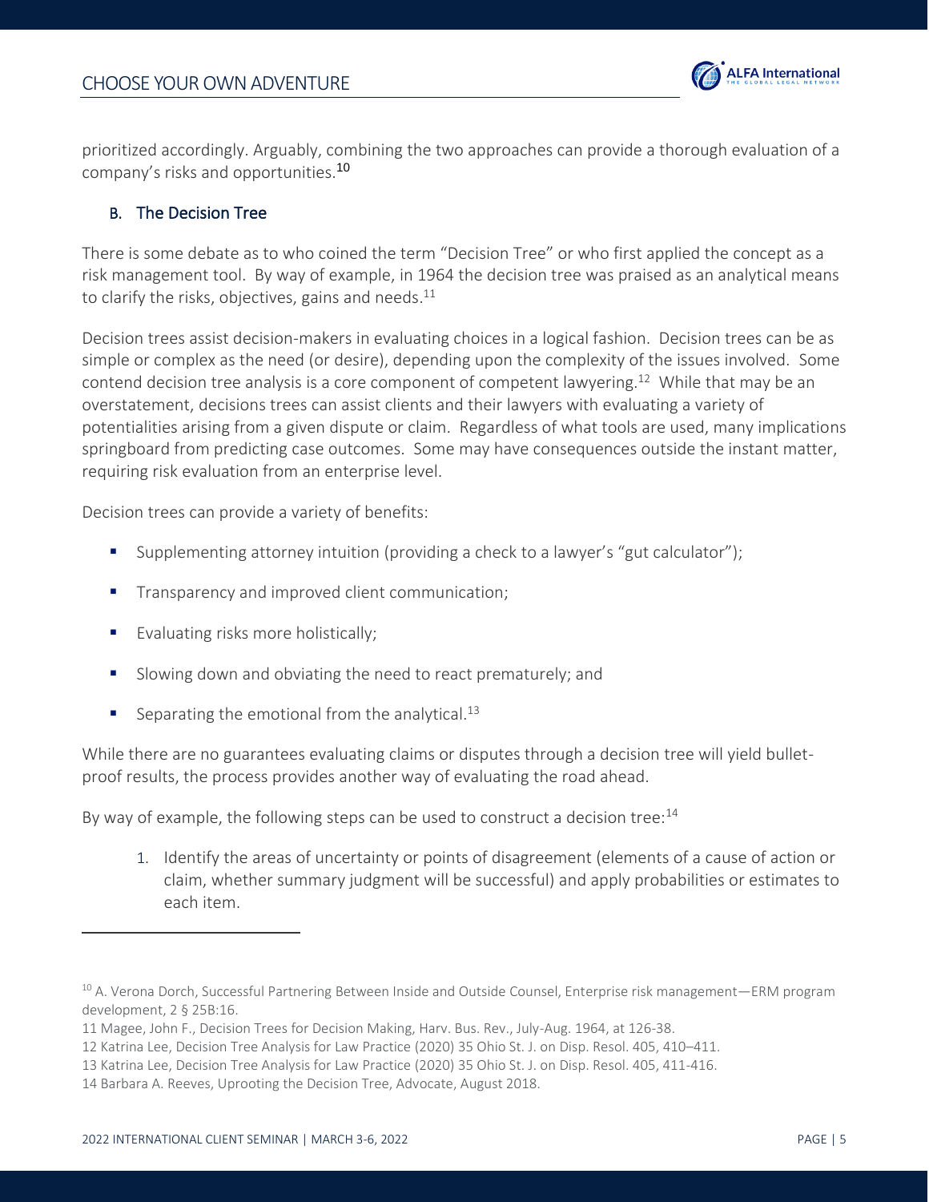prioritized accordingly. Arguably, combining the two approaches can provide a thorough evaluation of a company's risks and opportunities.[10]

### B. The Decision Tree

There is some debate as to who coined the term "Decision Tree" or who first applied the concept as a risk management tool. By way of example, in 1964 the decision tree was praised as an analytical means to clarify the risks, objectives, gains and needs.[11]

Decision trees assist decision-makers in evaluating choices in a logical fashion. Decision trees can be as simple or complex as the need (or desire), depending upon the complexity of the issues involved. Some contend decision tree analysis is a core component of competent lawyering.[12] While that may be an overstatement, decisions trees can assist clients and their lawyers with evaluating a variety of potentialities arising from a given dispute or claim. Regardless of what tools are used, many implications springboard from predicting case outcomes. Some may have consequences outside the instant matter, requiring risk evaluation from an enterprise level.

Decision trees can provide a variety of benefits:

- Supplementing attorney intuition (providing a check to a lawyer's "gut calculator");
- Transparency and improved client communication;
- Evaluating risks more holistically;
- Slowing down and obviating the need to react prematurely; and
- Separating the emotional from the analytical.[13]

While there are no guarantees evaluating claims or disputes through a decision tree will yield bullet-proof results, the process provides another way of evaluating the road ahead.

By way of example, the following steps can be used to construct a decision tree:[14]

1. Identify the areas of uncertainty or points of disagreement (elements of a cause of action or claim, whether summary judgment will be successful) and apply probabilities or estimates to each item.

---

[10] A. Verona Dorch, Successful Partnering Between Inside and Outside Counsel, Enterprise risk management—ERM program development, 2 § 25B:16.

[11] Magee, John F., Decision Trees for Decision Making, Harv. Bus. Rev., July-Aug. 1964, at 126-38.

[12] Katrina Lee, Decision Tree Analysis for Law Practice (2020) 35 Ohio St. J. on Disp. Resol. 405, 410–411.

[13] Katrina Lee, Decision Tree Analysis for Law Practice (2020) 35 Ohio St. J. on Disp. Resol. 405, 411-416.

[14] Barbara A. Reeves, Uprooting the Decision Tree, Advocate, August 2018.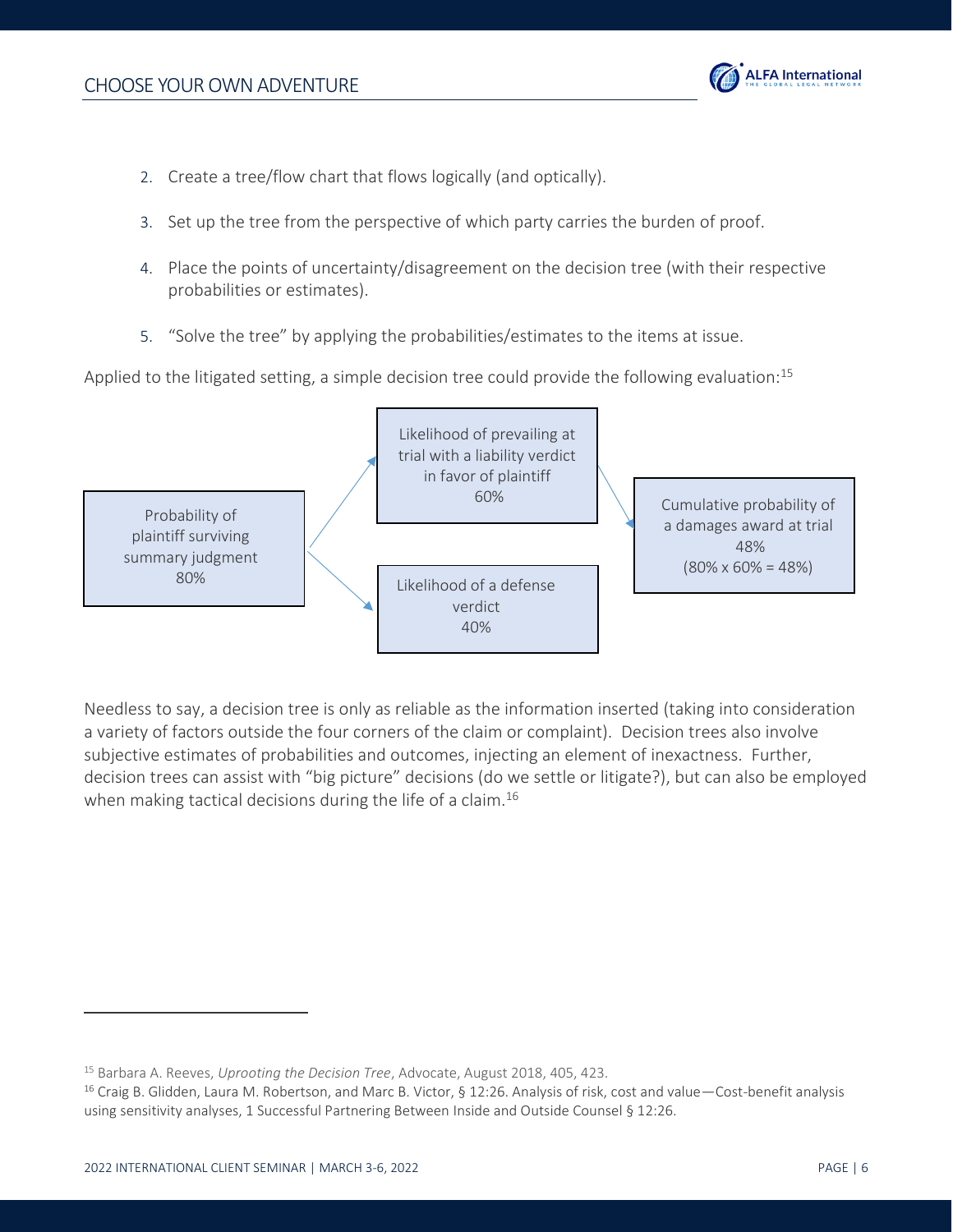2. Create a tree/flow chart that flows logically (and optically).

3. Set up the tree from the perspective of which party carries the burden of proof.

4. Place the points of uncertainty/disagreement on the decision tree (with their respective probabilities or estimates).

5. "Solve the tree" by applying the probabilities/estimates to the items at issue.

Applied to the litigated setting, a simple decision tree could provide the following evaluation:[15]

Probability of plaintiff surviving summary judgment
80%

→ Likelihood of prevailing at trial with a liability verdict in favor of plaintiff
60%

→ Cumulative probability of a damages award at trial
48%
(80% x 60% = 48%)

→ Likelihood of a defense verdict
40%

Needless to say, a decision tree is only as reliable as the information inserted (taking into consideration a variety of factors outside the four corners of the claim or complaint). Decision trees also involve subjective estimates of probabilities and outcomes, injecting an element of inexactness. Further, decision trees can assist with "big picture" decisions (do we settle or litigate?), but can also be employed when making tactical decisions during the life of a claim.[16]

---

[15] Barbara A. Reeves, *Uprooting the Decision Tree*, Advocate, August 2018, 405, 423.

[16] Craig B. Glidden, Laura M. Robertson, and Marc B. Victor, § 12:26. Analysis of risk, cost and value—Cost-benefit analysis using sensitivity analyses, 1 Successful Partnering Between Inside and Outside Counsel § 12:26.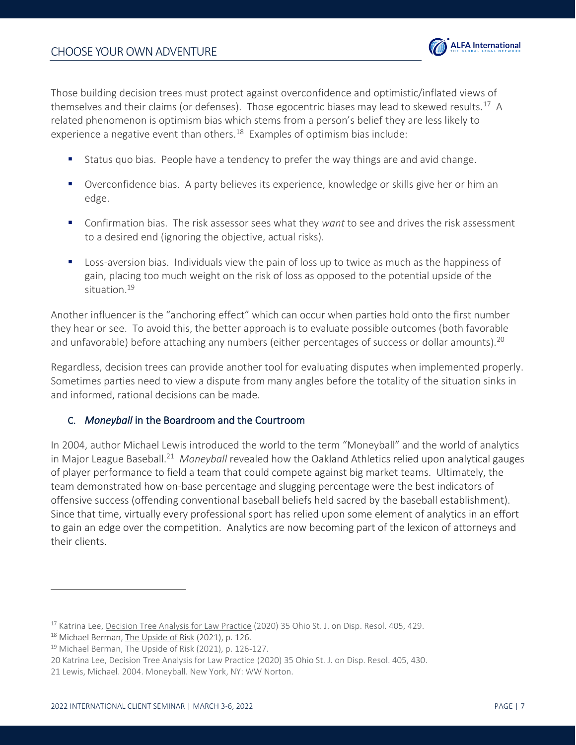Those building decision trees must protect against overconfidence and optimistic/inflated views of themselves and their claims (or defenses). Those egocentric biases may lead to skewed results.[17] A related phenomenon is optimism bias which stems from a person's belief they are less likely to experience a negative event than others.[18] Examples of optimism bias include:

- Status quo bias. People have a tendency to prefer the way things are and avid change.
- Overconfidence bias. A party believes its experience, knowledge or skills give her or him an edge.
- Confirmation bias. The risk assessor sees what they *want* to see and drives the risk assessment to a desired end (ignoring the objective, actual risks).
- Loss-aversion bias. Individuals view the pain of loss up to twice as much as the happiness of gain, placing too much weight on the risk of loss as opposed to the potential upside of the situation.[19]

Another influencer is the "anchoring effect" which can occur when parties hold onto the first number they hear or see. To avoid this, the better approach is to evaluate possible outcomes (both favorable and unfavorable) before attaching any numbers (either percentages of success or dollar amounts).[20]

Regardless, decision trees can provide another tool for evaluating disputes when implemented properly. Sometimes parties need to view a dispute from many angles before the totality of the situation sinks in and informed, rational decisions can be made.

### C. *Moneyball* in the Boardroom and the Courtroom

In 2004, author Michael Lewis introduced the world to the term "Moneyball" and the world of analytics in Major League Baseball.[21] *Moneyball* revealed how the Oakland Athletics relied upon analytical gauges of player performance to field a team that could compete against big market teams. Ultimately, the team demonstrated how on-base percentage and slugging percentage were the best indicators of offensive success (offending conventional baseball beliefs held sacred by the baseball establishment). Since that time, virtually every professional sport has relied upon some element of analytics in an effort to gain an edge over the competition. Analytics are now becoming part of the lexicon of attorneys and their clients.

---

[17] Katrina Lee, Decision Tree Analysis for Law Practice (2020) 35 Ohio St. J. on Disp. Resol. 405, 429.

[18] Michael Berman, The Upside of Risk (2021), p. 126.

[19] Michael Berman, The Upside of Risk (2021), p. 126-127.

[20] Katrina Lee, Decision Tree Analysis for Law Practice (2020) 35 Ohio St. J. on Disp. Resol. 405, 430.

[21] Lewis, Michael. 2004. Moneyball. New York, NY: WW Norton.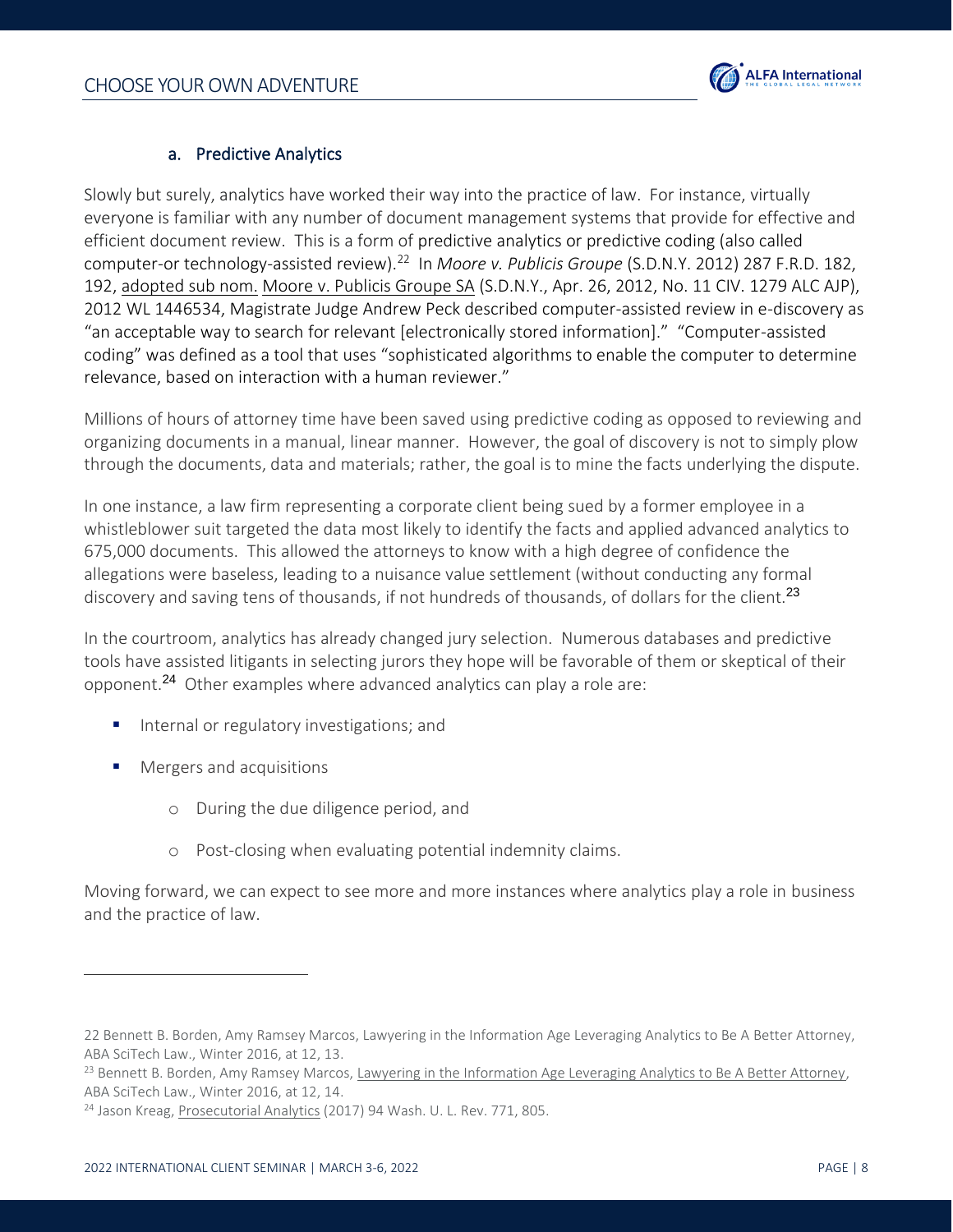### a. Predictive Analytics

Slowly but surely, analytics have worked their way into the practice of law. For instance, virtually everyone is familiar with any number of document management systems that provide for effective and efficient document review. This is a form of predictive analytics or predictive coding (also called computer-or technology-assisted review).[22] In *Moore v. Publicis Groupe* (S.D.N.Y. 2012) 287 F.R.D. 182, 192, adopted sub nom. Moore v. Publicis Groupe SA (S.D.N.Y., Apr. 26, 2012, No. 11 CIV. 1279 ALC AJP), 2012 WL 1446534, Magistrate Judge Andrew Peck described computer-assisted review in e-discovery as "an acceptable way to search for relevant [electronically stored information]." "Computer-assisted coding" was defined as a tool that uses "sophisticated algorithms to enable the computer to determine relevance, based on interaction with a human reviewer."

Millions of hours of attorney time have been saved using predictive coding as opposed to reviewing and organizing documents in a manual, linear manner. However, the goal of discovery is not to simply plow through the documents, data and materials; rather, the goal is to mine the facts underlying the dispute.

In one instance, a law firm representing a corporate client being sued by a former employee in a whistleblower suit targeted the data most likely to identify the facts and applied advanced analytics to 675,000 documents. This allowed the attorneys to know with a high degree of confidence the allegations were baseless, leading to a nuisance value settlement (without conducting any formal discovery and saving tens of thousands, if not hundreds of thousands, of dollars for the client.[23]

In the courtroom, analytics has already changed jury selection. Numerous databases and predictive tools have assisted litigants in selecting jurors they hope will be favorable of them or skeptical of their opponent.[24] Other examples where advanced analytics can play a role are:

- Internal or regulatory investigations; and
- Mergers and acquisitions
  - During the due diligence period, and
  - Post-closing when evaluating potential indemnity claims.

Moving forward, we can expect to see more and more instances where analytics play a role in business and the practice of law.

---

22 Bennett B. Borden, Amy Ramsey Marcos, Lawyering in the Information Age Leveraging Analytics to Be A Better Attorney, ABA SciTech Law., Winter 2016, at 12, 13.

23 Bennett B. Borden, Amy Ramsey Marcos, Lawyering in the Information Age Leveraging Analytics to Be A Better Attorney, ABA SciTech Law., Winter 2016, at 12, 14.

24 Jason Kreag, Prosecutorial Analytics (2017) 94 Wash. U. L. Rev. 771, 805.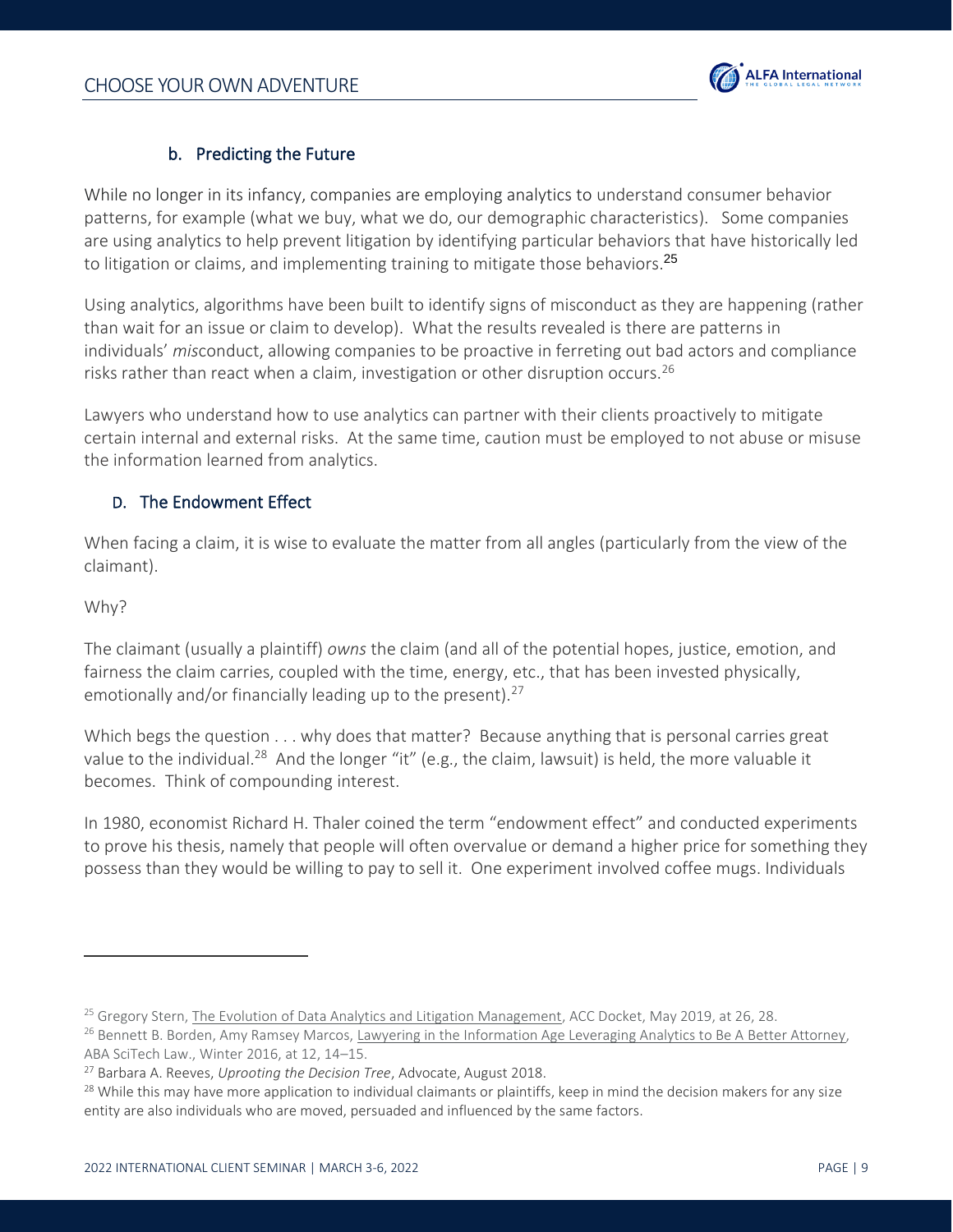### b. Predicting the Future

While no longer in its infancy, companies are employing analytics to understand consumer behavior patterns, for example (what we buy, what we do, our demographic characteristics). Some companies are using analytics to help prevent litigation by identifying particular behaviors that have historically led to litigation or claims, and implementing training to mitigate those behaviors.[25]

Using analytics, algorithms have been built to identify signs of misconduct as they are happening (rather than wait for an issue or claim to develop). What the results revealed is there are patterns in individuals' *mis*conduct, allowing companies to be proactive in ferreting out bad actors and compliance risks rather than react when a claim, investigation or other disruption occurs.[26]

Lawyers who understand how to use analytics can partner with their clients proactively to mitigate certain internal and external risks. At the same time, caution must be employed to not abuse or misuse the information learned from analytics.

## D. The Endowment Effect

When facing a claim, it is wise to evaluate the matter from all angles (particularly from the view of the claimant).

Why?

The claimant (usually a plaintiff) *owns* the claim (and all of the potential hopes, justice, emotion, and fairness the claim carries, coupled with the time, energy, etc., that has been invested physically, emotionally and/or financially leading up to the present).[27]

Which begs the question . . . why does that matter? Because anything that is personal carries great value to the individual.[28] And the longer "it" (e.g., the claim, lawsuit) is held, the more valuable it becomes. Think of compounding interest.

In 1980, economist Richard H. Thaler coined the term "endowment effect" and conducted experiments to prove his thesis, namely that people will often overvalue or demand a higher price for something they possess than they would be willing to pay to sell it. One experiment involved coffee mugs. Individuals

---

[25] Gregory Stern, The Evolution of Data Analytics and Litigation Management, ACC Docket, May 2019, at 26, 28.

[26] Bennett B. Borden, Amy Ramsey Marcos, Lawyering in the Information Age Leveraging Analytics to Be A Better Attorney, ABA SciTech Law., Winter 2016, at 12, 14–15.

[27] Barbara A. Reeves, *Uprooting the Decision Tree*, Advocate, August 2018.

[28] While this may have more application to individual claimants or plaintiffs, keep in mind the decision makers for any size entity are also individuals who are moved, persuaded and influenced by the same factors.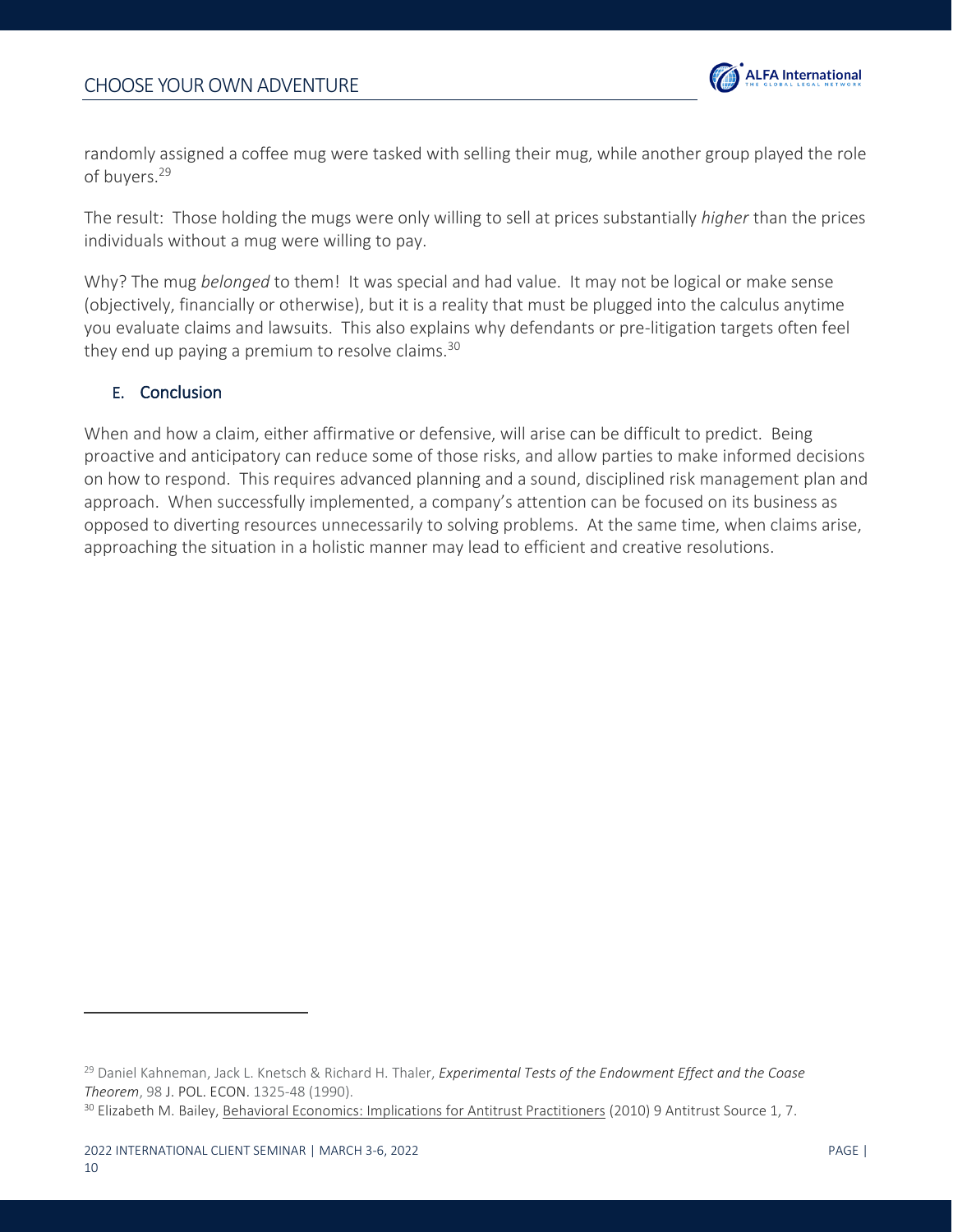randomly assigned a coffee mug were tasked with selling their mug, while another group played the role of buyers.[29]

The result: Those holding the mugs were only willing to sell at prices substantially *higher* than the prices individuals without a mug were willing to pay.

Why? The mug *belonged* to them! It was special and had value. It may not be logical or make sense (objectively, financially or otherwise), but it is a reality that must be plugged into the calculus anytime you evaluate claims and lawsuits. This also explains why defendants or pre-litigation targets often feel they end up paying a premium to resolve claims.[30]

## E. Conclusion

When and how a claim, either affirmative or defensive, will arise can be difficult to predict. Being proactive and anticipatory can reduce some of those risks, and allow parties to make informed decisions on how to respond. This requires advanced planning and a sound, disciplined risk management plan and approach. When successfully implemented, a company's attention can be focused on its business as opposed to diverting resources unnecessarily to solving problems. At the same time, when claims arise, approaching the situation in a holistic manner may lead to efficient and creative resolutions.

---

[29] Daniel Kahneman, Jack L. Knetsch & Richard H. Thaler, *Experimental Tests of the Endowment Effect and the Coase Theorem*, 98 J. POL. ECON. 1325-48 (1990).

[30] Elizabeth M. Bailey, Behavioral Economics: Implications for Antitrust Practitioners (2010) 9 Antitrust Source 1, 7.